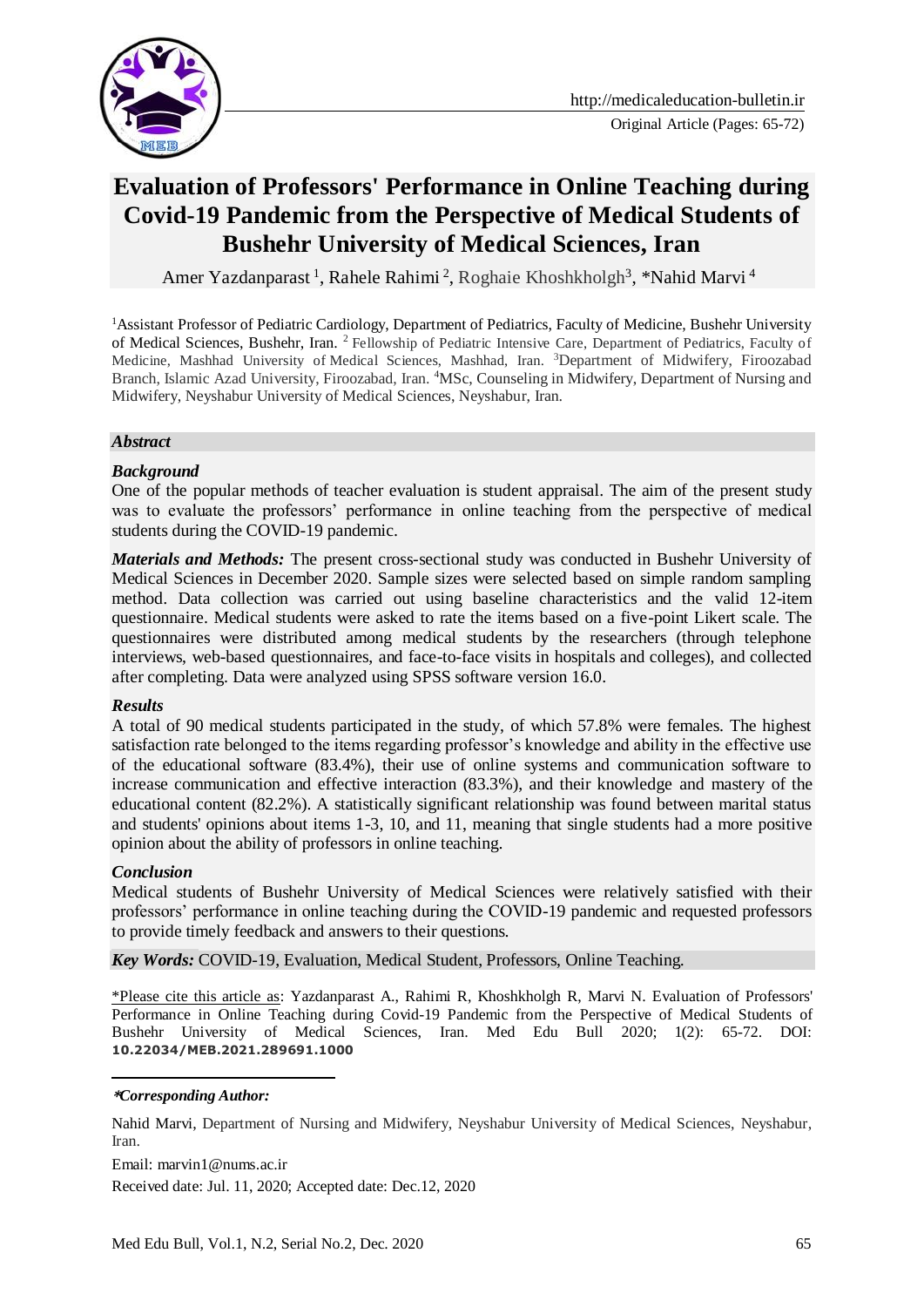Original Article (Pages: 65-72)

# Evaluation of Professors' Performance in Online Teaching during Covid-19 Pandemic from the Perspective of Medical Students of Bushehr University of Medical Sciences, Iran

Amer Yazdanparast [1], Rahele Rahimi [2], Roghaie Khoshkholgh[3], *Nahid Marvi [4]

[1]Assistant Professor of Pediatric Cardiology, Department of Pediatrics, Faculty of Medicine, Bushehr University of Medical Sciences, Bushehr, Iran. [2] Fellowship of Pediatric Intensive Care, Department of Pediatrics, Faculty of Medicine, Mashhad University of Medical Sciences, Mashhad, Iran. [3]Department of Midwifery, Firoozabad Branch, Islamic Azad University, Firoozabad, Iran. [4]MSc, Counseling in Midwifery, Department of Nursing and Midwifery, Neyshabur University of Medical Sciences, Neyshabur, Iran.

## *Abstract*

### *Background*

One of the popular methods of teacher evaluation is student appraisal. The aim of the present study was to evaluate the professors' performance in online teaching from the perspective of medical students during the COVID-19 pandemic.

***Materials and Methods:*** The present cross-sectional study was conducted in Bushehr University of Medical Sciences in December 2020. Sample sizes were selected based on simple random sampling method. Data collection was carried out using baseline characteristics and the valid 12-item questionnaire. Medical students were asked to rate the items based on a five-point Likert scale. The questionnaires were distributed among medical students by the researchers (through telephone interviews, web-based questionnaires, and face-to-face visits in hospitals and colleges), and collected after completing. Data were analyzed using SPSS software version 16.0.

### *Results*

A total of 90 medical students participated in the study, of which 57.8% were females. The highest satisfaction rate belonged to the items regarding professor's knowledge and ability in the effective use of the educational software (83.4%), their use of online systems and communication software to increase communication and effective interaction (83.3%), and their knowledge and mastery of the educational content (82.2%). A statistically significant relationship was found between marital status and students' opinions about items 1-3, 10, and 11, meaning that single students had a more positive opinion about the ability of professors in online teaching.

### *Conclusion*

Medical students of Bushehr University of Medical Sciences were relatively satisfied with their professors' performance in online teaching during the COVID-19 pandemic and requested professors to provide timely feedback and answers to their questions.

***Key Words:*** COVID-19, Evaluation, Medical Student, Professors, Online Teaching.

\*Please cite this article as: Yazdanparast A., Rahimi R, Khoshkholgh R, Marvi N. Evaluation of Professors' Performance in Online Teaching during Covid-19 Pandemic from the Perspective of Medical Students of Bushehr University of Medical Sciences, Iran. Med Edu Bull 2020; 1(2): 65-72. DOI: **10.22034/MEB.2021.289691.1000**

***\*Corresponding Author:***

Nahid Marvi, Department of Nursing and Midwifery, Neyshabur University of Medical Sciences, Neyshabur, Iran.

Email: marvin1@nums.ac.ir

Received date: Jul. 11, 2020; Accepted date: Dec.12, 2020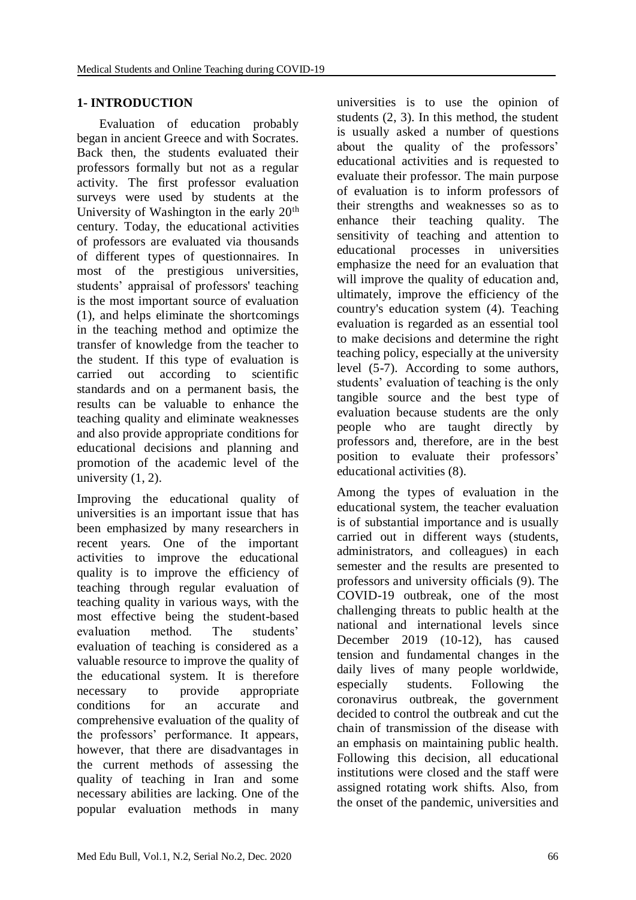## 1- INTRODUCTION

Evaluation of education probably began in ancient Greece and with Socrates. Back then, the students evaluated their professors formally but not as a regular activity. The first professor evaluation surveys were used by students at the University of Washington in the early 20th century. Today, the educational activities of professors are evaluated via thousands of different types of questionnaires. In most of the prestigious universities, students' appraisal of professors' teaching is the most important source of evaluation (1), and helps eliminate the shortcomings in the teaching method and optimize the transfer of knowledge from the teacher to the student. If this type of evaluation is carried out according to scientific standards and on a permanent basis, the results can be valuable to enhance the teaching quality and eliminate weaknesses and also provide appropriate conditions for educational decisions and planning and promotion of the academic level of the university (1, 2).

Improving the educational quality of universities is an important issue that has been emphasized by many researchers in recent years. One of the important activities to improve the educational quality is to improve the efficiency of teaching through regular evaluation of teaching quality in various ways, with the most effective being the student-based evaluation method. The students' evaluation of teaching is considered as a valuable resource to improve the quality of the educational system. It is therefore necessary to provide appropriate conditions for an accurate and comprehensive evaluation of the quality of the professors' performance. It appears, however, that there are disadvantages in the current methods of assessing the quality of teaching in Iran and some necessary abilities are lacking. One of the popular evaluation methods in many universities is to use the opinion of students (2, 3). In this method, the student is usually asked a number of questions about the quality of the professors' educational activities and is requested to evaluate their professor. The main purpose of evaluation is to inform professors of their strengths and weaknesses so as to enhance their teaching quality. The sensitivity of teaching and attention to educational processes in universities emphasize the need for an evaluation that will improve the quality of education and, ultimately, improve the efficiency of the country's education system (4). Teaching evaluation is regarded as an essential tool to make decisions and determine the right teaching policy, especially at the university level (5-7). According to some authors, students' evaluation of teaching is the only tangible source and the best type of evaluation because students are the only people who are taught directly by professors and, therefore, are in the best position to evaluate their professors' educational activities (8).

Among the types of evaluation in the educational system, the teacher evaluation is of substantial importance and is usually carried out in different ways (students, administrators, and colleagues) in each semester and the results are presented to professors and university officials (9). The COVID-19 outbreak, one of the most challenging threats to public health at the national and international levels since December 2019 (10-12), has caused tension and fundamental changes in the daily lives of many people worldwide, especially students. Following the coronavirus outbreak, the government decided to control the outbreak and cut the chain of transmission of the disease with an emphasis on maintaining public health. Following this decision, all educational institutions were closed and the staff were assigned rotating work shifts. Also, from the onset of the pandemic, universities and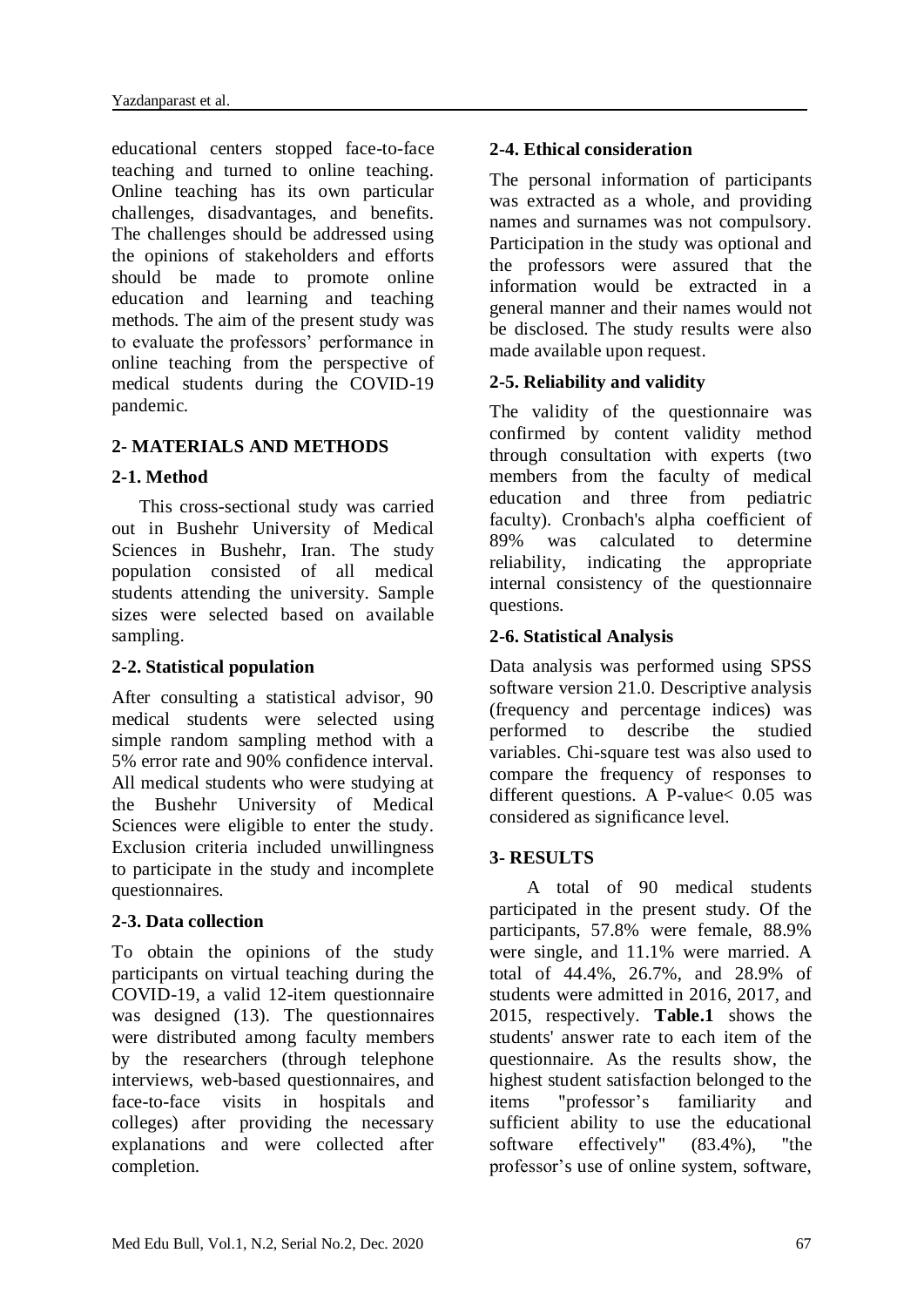educational centers stopped face-to-face teaching and turned to online teaching. Online teaching has its own particular challenges, disadvantages, and benefits. The challenges should be addressed using the opinions of stakeholders and efforts should be made to promote online education and learning and teaching methods. The aim of the present study was to evaluate the professors' performance in online teaching from the perspective of medical students during the COVID-19 pandemic.

## 2- MATERIALS AND METHODS

### 2-1. Method

This cross-sectional study was carried out in Bushehr University of Medical Sciences in Bushehr, Iran. The study population consisted of all medical students attending the university. Sample sizes were selected based on available sampling.

### 2-2. Statistical population

After consulting a statistical advisor, 90 medical students were selected using simple random sampling method with a 5% error rate and 90% confidence interval. All medical students who were studying at the Bushehr University of Medical Sciences were eligible to enter the study. Exclusion criteria included unwillingness to participate in the study and incomplete questionnaires.

### 2-3. Data collection

To obtain the opinions of the study participants on virtual teaching during the COVID-19, a valid 12-item questionnaire was designed (13). The questionnaires were distributed among faculty members by the researchers (through telephone interviews, web-based questionnaires, and face-to-face visits in hospitals and colleges) after providing the necessary explanations and were collected after completion.

### 2-4. Ethical consideration

The personal information of participants was extracted as a whole, and providing names and surnames was not compulsory. Participation in the study was optional and the professors were assured that the information would be extracted in a general manner and their names would not be disclosed. The study results were also made available upon request.

### 2-5. Reliability and validity

The validity of the questionnaire was confirmed by content validity method through consultation with experts (two members from the faculty of medical education and three from pediatric faculty). Cronbach's alpha coefficient of 89% was calculated to determine reliability, indicating the appropriate internal consistency of the questionnaire questions.

### 2-6. Statistical Analysis

Data analysis was performed using SPSS software version 21.0. Descriptive analysis (frequency and percentage indices) was performed to describe the studied variables. Chi-square test was also used to compare the frequency of responses to different questions. A P-value< 0.05 was considered as significance level.

## 3- RESULTS

A total of 90 medical students participated in the present study. Of the participants, 57.8% were female, 88.9% were single, and 11.1% were married. A total of 44.4%, 26.7%, and 28.9% of students were admitted in 2016, 2017, and 2015, respectively. **Table.1** shows the students' answer rate to each item of the questionnaire. As the results show, the highest student satisfaction belonged to the items "professor's familiarity and sufficient ability to use the educational software effectively" (83.4%), "the professor's use of online system, software,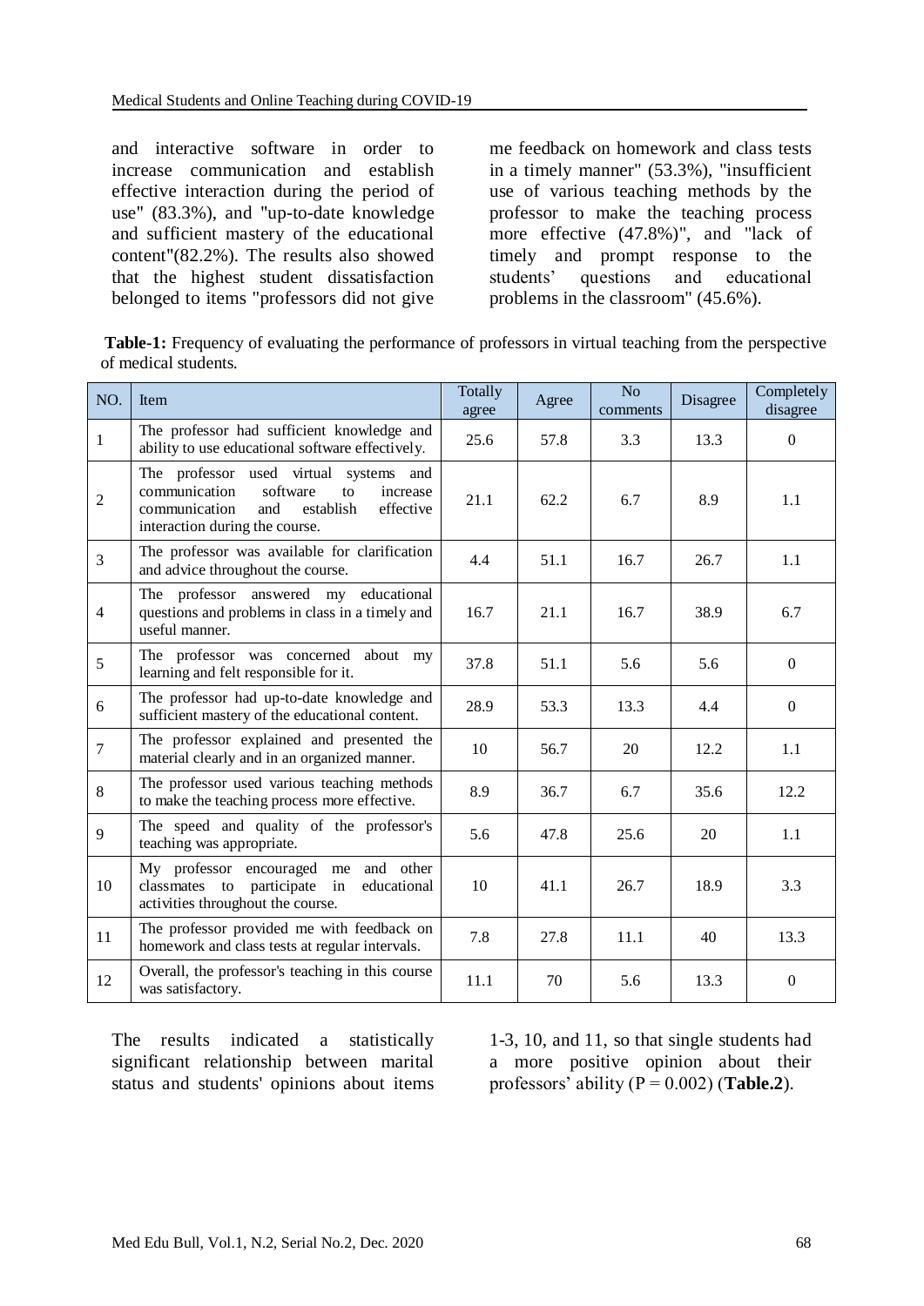and interactive software in order to increase communication and establish effective interaction during the period of use" (83.3%), and "up-to-date knowledge and sufficient mastery of the educational content"(82.2%). The results also showed that the highest student dissatisfaction belonged to items "professors did not give me feedback on homework and class tests in a timely manner" (53.3%), "insufficient use of various teaching methods by the professor to make the teaching process more effective (47.8%)", and "lack of timely and prompt response to the students' questions and educational problems in the classroom" (45.6%).

**Table-1:** Frequency of evaluating the performance of professors in virtual teaching from the perspective of medical students.

| NO. | Item | Totally agree | Agree | No comments | Disagree | Completely disagree |
|---|---|---|---|---|---|---|
| 1 | The professor had sufficient knowledge and ability to use educational software effectively. | 25.6 | 57.8 | 3.3 | 13.3 | 0 |
| 2 | The professor used virtual systems and communication software to increase communication and establish effective interaction during the course. | 21.1 | 62.2 | 6.7 | 8.9 | 1.1 |
| 3 | The professor was available for clarification and advice throughout the course. | 4.4 | 51.1 | 16.7 | 26.7 | 1.1 |
| 4 | The professor answered my educational questions and problems in class in a timely and useful manner. | 16.7 | 21.1 | 16.7 | 38.9 | 6.7 |
| 5 | The professor was concerned about my learning and felt responsible for it. | 37.8 | 51.1 | 5.6 | 5.6 | 0 |
| 6 | The professor had up-to-date knowledge and sufficient mastery of the educational content. | 28.9 | 53.3 | 13.3 | 4.4 | 0 |
| 7 | The professor explained and presented the material clearly and in an organized manner. | 10 | 56.7 | 20 | 12.2 | 1.1 |
| 8 | The professor used various teaching methods to make the teaching process more effective. | 8.9 | 36.7 | 6.7 | 35.6 | 12.2 |
| 9 | The speed and quality of the professor's teaching was appropriate. | 5.6 | 47.8 | 25.6 | 20 | 1.1 |
| 10 | My professor encouraged me and other classmates to participate in educational activities throughout the course. | 10 | 41.1 | 26.7 | 18.9 | 3.3 |
| 11 | The professor provided me with feedback on homework and class tests at regular intervals. | 7.8 | 27.8 | 11.1 | 40 | 13.3 |
| 12 | Overall, the professor's teaching in this course was satisfactory. | 11.1 | 70 | 5.6 | 13.3 | 0 |

The results indicated a statistically significant relationship between marital status and students' opinions about items 1-3, 10, and 11, so that single students had a more positive opinion about their professors' ability ($P = 0.002$) (**Table.2**).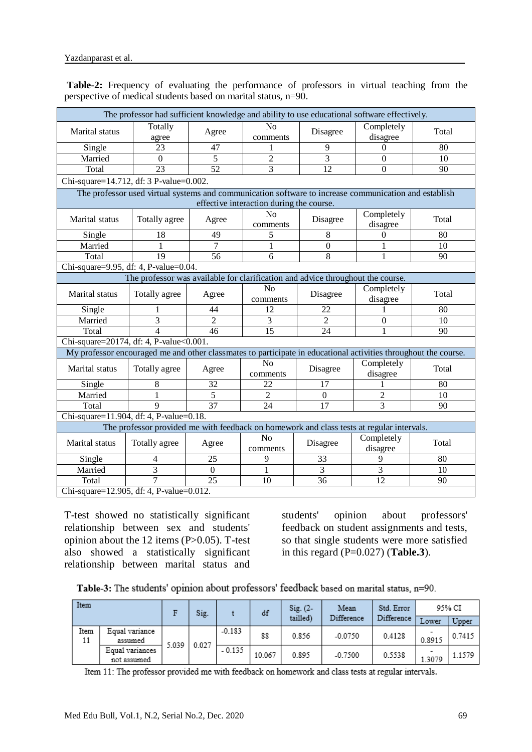**Table-2:** Frequency of evaluating the performance of professors in virtual teaching from the perspective of medical students based on marital status, n=90.

| The professor had sufficient knowledge and ability to use educational software effectively. | | | | | | |
|---|---|---|---|---|---|---|
| Marital status | Totally agree | Agree | No comments | Disagree | Completely disagree | Total |
| Single | 23 | 47 | 1 | 9 | 0 | 80 |
| Married | 0 | 5 | 2 | 3 | 0 | 10 |
| Total | 23 | 52 | 3 | 12 | 0 | 90 |
| Chi-square=14.712, df: 3 P-value=0.002. | | | | | | |
| The professor used virtual systems and communication software to increase communication and establish effective interaction during the course. | | | | | | |
| Marital status | Totally agree | Agree | No comments | Disagree | Completely disagree | Total |
| Single | 18 | 49 | 5 | 8 | 0 | 80 |
| Married | 1 | 7 | 1 | 0 | 1 | 10 |
| Total | 19 | 56 | 6 | 8 | 1 | 90 |
| Chi-square=9.95, df: 4, P-value=0.04. | | | | | | |
| The professor was available for clarification and advice throughout the course. | | | | | | |
| Marital status | Totally agree | Agree | No comments | Disagree | Completely disagree | Total |
| Single | 1 | 44 | 12 | 22 | 1 | 80 |
| Married | 3 | 2 | 3 | 2 | 0 | 10 |
| Total | 4 | 46 | 15 | 24 | 1 | 90 |
| Chi-square=20174, df: 4, P-value<0.001. | | | | | | |
| My professor encouraged me and other classmates to participate in educational activities throughout the course. | | | | | | |
| Marital status | Totally agree | Agree | No comments | Disagree | Completely disagree | Total |
| Single | 8 | 32 | 22 | 17 | 1 | 80 |
| Married | 1 | 5 | 2 | 0 | 2 | 10 |
| Total | 9 | 37 | 24 | 17 | 3 | 90 |
| Chi-square=11.904, df: 4, P-value=0.18. | | | | | | |
| The professor provided me with feedback on homework and class tests at regular intervals. | | | | | | |
| Marital status | Totally agree | Agree | No comments | Disagree | Completely disagree | Total |
| Single | 4 | 25 | 9 | 33 | 9 | 80 |
| Married | 3 | 0 | 1 | 3 | 3 | 10 |
| Total | 7 | 25 | 10 | 36 | 12 | 90 |
| Chi-square=12.905, df: 4, P-value=0.012. | | | | | | |

T-test showed no statistically significant relationship between sex and students' opinion about the 12 items (P>0.05). T-test also showed a statistically significant relationship between marital status and students' opinion about professors' feedback on student assignments and tests, so that single students were more satisfied in this regard (P=0.027) (**Table.3**).

**Table-3:** The students' opinion about professors' feedback based on marital status, n=90.

| Item | | F | Sig. | t | df | Sig. (2-tailed) | Mean Difference | Std. Error Difference | 95% CI | |
|---|---|---|---|---|---|---|---|---|---|---|
| | | | | | | | | | Lower | Upper |
| Item 11 | Equal variance assumed | 5.039 | 0.027 | -0.183 | 88 | 0.856 | -0.0750 | 0.4128 | -0.8915 | 0.7415 |
| | Equal variances not assumed | | | - 0.135 | 10.067 | 0.895 | -0.7500 | 0.5538 | -1.3079 | 1.1579 |

Item 11: The professor provided me with feedback on homework and class tests at regular intervals.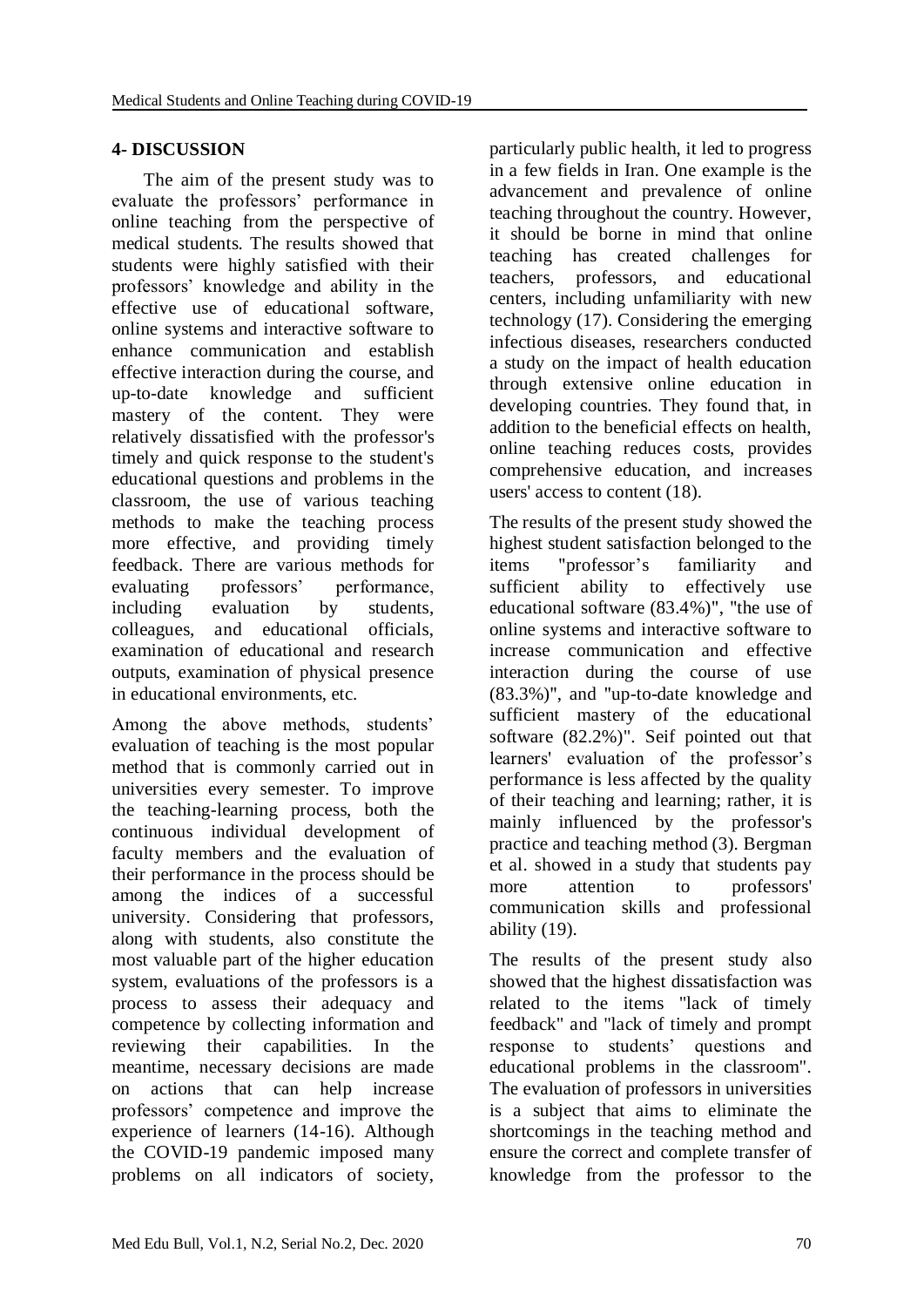## 4- DISCUSSION

The aim of the present study was to evaluate the professors' performance in online teaching from the perspective of medical students. The results showed that students were highly satisfied with their professors' knowledge and ability in the effective use of educational software, online systems and interactive software to enhance communication and establish effective interaction during the course, and up-to-date knowledge and sufficient mastery of the content. They were relatively dissatisfied with the professor's timely and quick response to the student's educational questions and problems in the classroom, the use of various teaching methods to make the teaching process more effective, and providing timely feedback. There are various methods for evaluating professors' performance, including evaluation by students, colleagues, and educational officials, examination of educational and research outputs, examination of physical presence in educational environments, etc.

Among the above methods, students' evaluation of teaching is the most popular method that is commonly carried out in universities every semester. To improve the teaching-learning process, both the continuous individual development of faculty members and the evaluation of their performance in the process should be among the indices of a successful university. Considering that professors, along with students, also constitute the most valuable part of the higher education system, evaluations of the professors is a process to assess their adequacy and competence by collecting information and reviewing their capabilities. In the meantime, necessary decisions are made on actions that can help increase professors' competence and improve the experience of learners (14-16). Although the COVID-19 pandemic imposed many problems on all indicators of society, particularly public health, it led to progress in a few fields in Iran. One example is the advancement and prevalence of online teaching throughout the country. However, it should be borne in mind that online teaching has created challenges for teachers, professors, and educational centers, including unfamiliarity with new technology (17). Considering the emerging infectious diseases, researchers conducted a study on the impact of health education through extensive online education in developing countries. They found that, in addition to the beneficial effects on health, online teaching reduces costs, provides comprehensive education, and increases users' access to content (18).

The results of the present study showed the highest student satisfaction belonged to the items "professor's familiarity and sufficient ability to effectively use educational software (83.4%)", "the use of online systems and interactive software to increase communication and effective interaction during the course of use (83.3%)", and "up-to-date knowledge and sufficient mastery of the educational software (82.2%)". Seif pointed out that learners' evaluation of the professor's performance is less affected by the quality of their teaching and learning; rather, it is mainly influenced by the professor's practice and teaching method (3). Bergman et al. showed in a study that students pay more attention to professors' communication skills and professional ability (19).

The results of the present study also showed that the highest dissatisfaction was related to the items "lack of timely feedback" and "lack of timely and prompt response to students' questions and educational problems in the classroom". The evaluation of professors in universities is a subject that aims to eliminate the shortcomings in the teaching method and ensure the correct and complete transfer of knowledge from the professor to the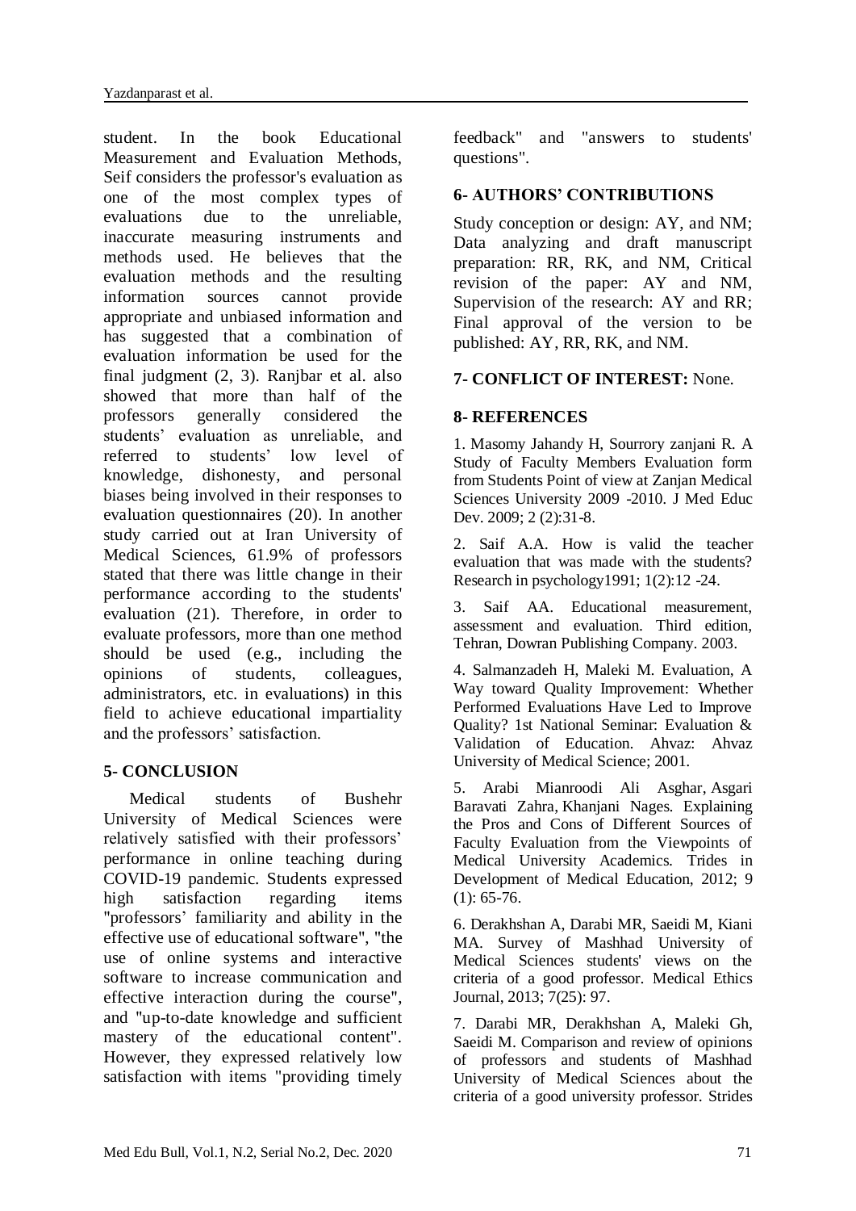student. In the book Educational Measurement and Evaluation Methods, Seif considers the professor's evaluation as one of the most complex types of evaluations due to the unreliable, inaccurate measuring instruments and methods used. He believes that the evaluation methods and the resulting information sources cannot provide appropriate and unbiased information and has suggested that a combination of evaluation information be used for the final judgment (2, 3). Ranjbar et al. also showed that more than half of the professors generally considered the students' evaluation as unreliable, and referred to students' low level of knowledge, dishonesty, and personal biases being involved in their responses to evaluation questionnaires (20). In another study carried out at Iran University of Medical Sciences, 61.9% of professors stated that there was little change in their performance according to the students' evaluation (21). Therefore, in order to evaluate professors, more than one method should be used (e.g., including the opinions of students, colleagues, administrators, etc. in evaluations) in this field to achieve educational impartiality and the professors' satisfaction.

## 5- CONCLUSION

Medical students of Bushehr University of Medical Sciences were relatively satisfied with their professors' performance in online teaching during COVID-19 pandemic. Students expressed high satisfaction regarding items "professors' familiarity and ability in the effective use of educational software", "the use of online systems and interactive software to increase communication and effective interaction during the course", and "up-to-date knowledge and sufficient mastery of the educational content". However, they expressed relatively low satisfaction with items "providing timely feedback" and "answers to students' questions".

## 6- AUTHORS' CONTRIBUTIONS

Study conception or design: AY, and NM; Data analyzing and draft manuscript preparation: RR, RK, and NM, Critical revision of the paper: AY and NM, Supervision of the research: AY and RR; Final approval of the version to be published: AY, RR, RK, and NM.

## 7- CONFLICT OF INTEREST: None.

## 8- REFERENCES

1. Masomy Jahandy H, Sourrory zanjani R. A Study of Faculty Members Evaluation form from Students Point of view at Zanjan Medical Sciences University 2009 -2010. J Med Educ Dev. 2009; 2 (2):31-8.

2. Saif A.A. How is valid the teacher evaluation that was made with the students? Research in psychology1991; 1(2):12 -24.

3. Saif AA. Educational measurement, assessment and evaluation. Third edition, Tehran, Dowran Publishing Company. 2003.

4. Salmanzadeh H, Maleki M. Evaluation, A Way toward Quality Improvement: Whether Performed Evaluations Have Led to Improve Quality? 1st National Seminar: Evaluation & Validation of Education. Ahvaz: Ahvaz University of Medical Science; 2001.

5. Arabi Mianroodi Ali Asghar, Asgari Baravati Zahra, Khanjani Nages. Explaining the Pros and Cons of Different Sources of Faculty Evaluation from the Viewpoints of Medical University Academics. Trides in Development of Medical Education, 2012; 9 (1): 65-76.

6. Derakhshan A, Darabi MR, Saeidi M, Kiani MA. Survey of Mashhad University of Medical Sciences students' views on the criteria of a good professor. Medical Ethics Journal, 2013; 7(25): 97.

7. Darabi MR, Derakhshan A, Maleki Gh, Saeidi M. Comparison and review of opinions of professors and students of Mashhad University of Medical Sciences about the criteria of a good university professor. Strides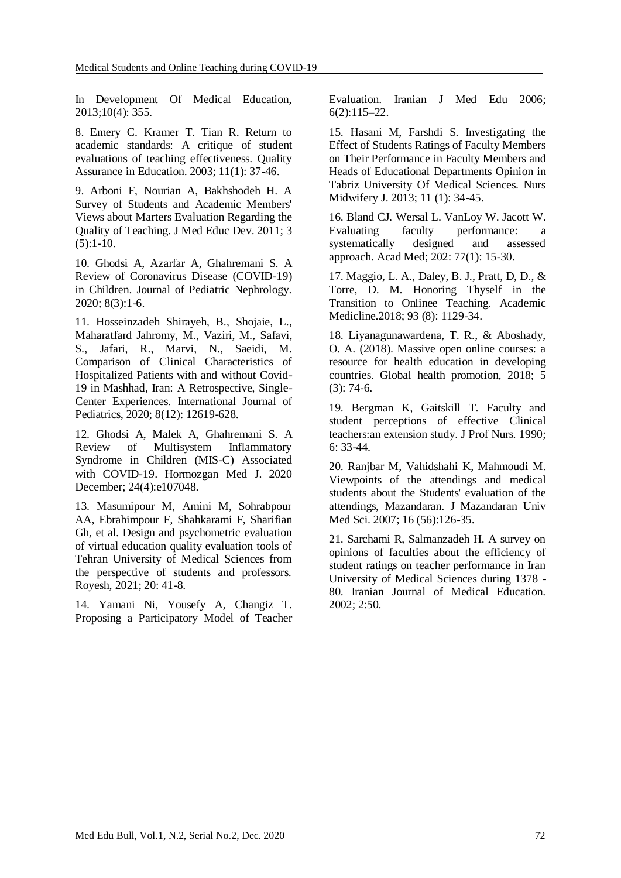In Development Of Medical Education, 2013;10(4): 355.

8. Emery C. Kramer T. Tian R. Return to academic standards: A critique of student evaluations of teaching effectiveness. Quality Assurance in Education. 2003; 11(1): 37-46.

9. Arboni F, Nourian A, Bakhshodeh H. A Survey of Students and Academic Members' Views about Marters Evaluation Regarding the Quality of Teaching. J Med Educ Dev. 2011; 3 (5):1-10.

10. Ghodsi A, Azarfar A, Ghahremani S. A Review of Coronavirus Disease (COVID-19) in Children. Journal of Pediatric Nephrology. 2020; 8(3):1-6.

11. Hosseinzadeh Shirayeh, B., Shojaie, L., Maharatfard Jahromy, M., Vaziri, M., Safavi, S., Jafari, R., Marvi, N., Saeidi, M. Comparison of Clinical Characteristics of Hospitalized Patients with and without Covid-19 in Mashhad, Iran: A Retrospective, Single-Center Experiences. International Journal of Pediatrics, 2020; 8(12): 12619-628.

12. Ghodsi A, Malek A, Ghahremani S. A Review of Multisystem Inflammatory Syndrome in Children (MIS-C) Associated with COVID-19. Hormozgan Med J. 2020 December; 24(4):e107048.

13. Masumipour M, Amini M, Sohrabpour AA, Ebrahimpour F, Shahkarami F, Sharifian Gh, et al. Design and psychometric evaluation of virtual education quality evaluation tools of Tehran University of Medical Sciences from the perspective of students and professors. Royesh, 2021; 20: 41-8.

14. Yamani Ni, Yousefy A, Changiz T. Proposing a Participatory Model of Teacher Evaluation. Iranian J Med Edu 2006; 6(2):115–22.

15. Hasani M, Farshdi S. Investigating the Effect of Students Ratings of Faculty Members on Their Performance in Faculty Members and Heads of Educational Departments Opinion in Tabriz University Of Medical Sciences. Nurs Midwifery J. 2013; 11 (1): 34-45.

16. Bland CJ. Wersal L. VanLoy W. Jacott W. Evaluating faculty performance: a systematically designed and assessed approach. Acad Med; 202: 77(1): 15-30.

17. Maggio, L. A., Daley, B. J., Pratt, D, D., & Torre, D. M. Honoring Thyself in the Transition to Onlinee Teaching. Academic Medicline.2018; 93 (8): 1129-34.

18. Liyanagunawardena, T. R., & Aboshady, O. A. (2018). Massive open online courses: a resource for health education in developing countries. Global health promotion, 2018; 5 (3): 74-6.

19. Bergman K, Gaitskill T. Faculty and student perceptions of effective Clinical teachers:an extension study. J Prof Nurs. 1990; 6: 33-44.

20. Ranjbar M, Vahidshahi K, Mahmoudi M. Viewpoints of the attendings and medical students about the Students' evaluation of the attendings, Mazandaran. J Mazandaran Univ Med Sci. 2007; 16 (56):126-35.

21. Sarchami R, Salmanzadeh H. A survey on opinions of faculties about the efficiency of student ratings on teacher performance in Iran University of Medical Sciences during 1378 - 80. Iranian Journal of Medical Education. 2002; 2:50.